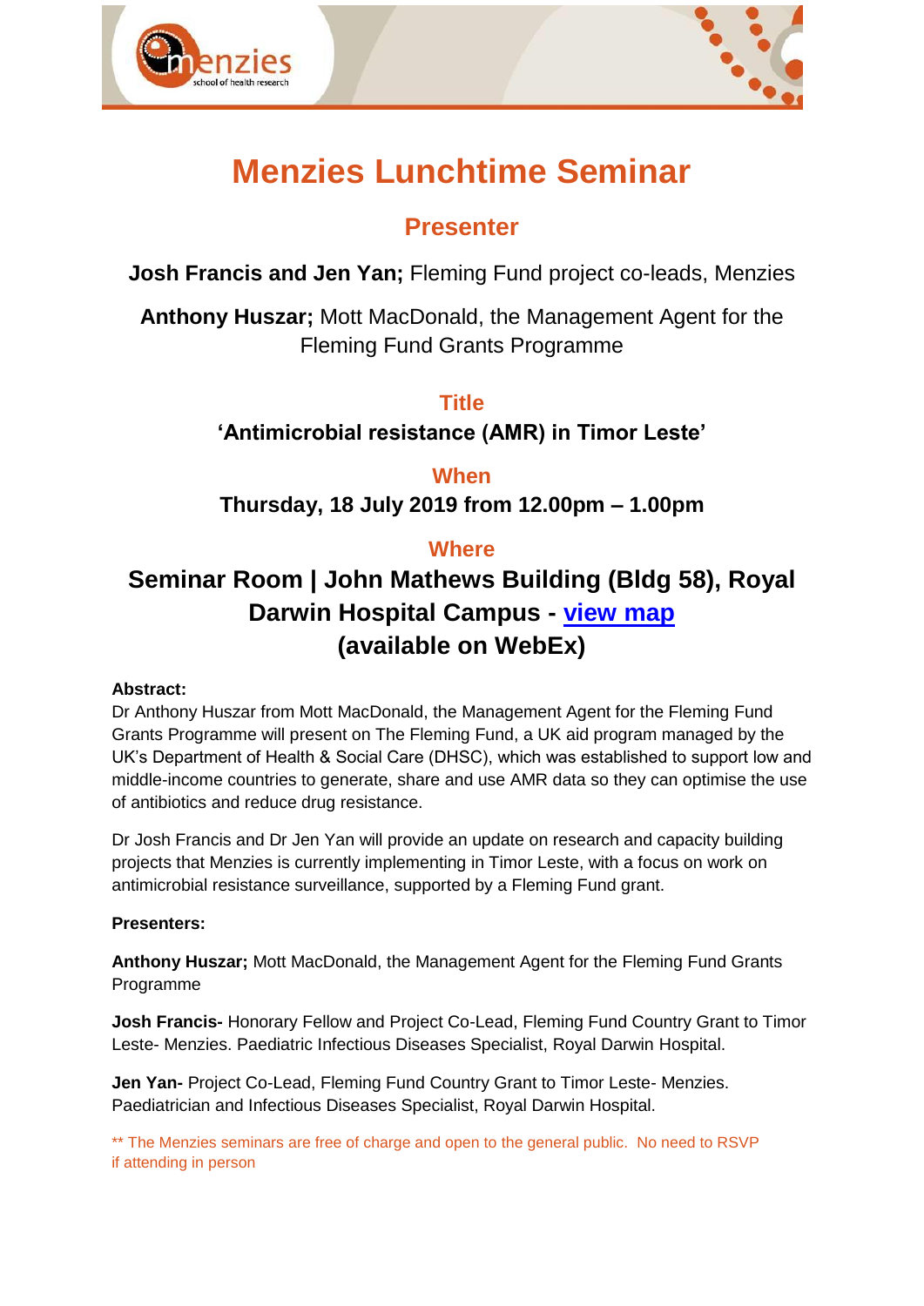# Menzies Lunchtime Seminar

## Presenter

**Josh Francis and Jen Yan;** Fleming Fund project co-leads, Menzies

**Anthony Huszar;** Mott MacDonald, the Management Agent for the Fleming Fund Grants Programme

### Title

**'Antimicrobial resistance (AMR) in Timor Leste'**

### When

**Thursday, 18 July 2019 from 12.00pm – 1.00pm**

### Where

**Seminar Room | John Mathews Building (Bldg 58), Royal Darwin Hospital Campus - view map**
**(available on WebEx)**

**Abstract:**
Dr Anthony Huszar from Mott MacDonald, the Management Agent for the Fleming Fund Grants Programme will present on The Fleming Fund, a UK aid program managed by the UK's Department of Health & Social Care (DHSC), which was established to support low and middle-income countries to generate, share and use AMR data so they can optimise the use of antibiotics and reduce drug resistance.

Dr Josh Francis and Dr Jen Yan will provide an update on research and capacity building projects that Menzies is currently implementing in Timor Leste, with a focus on work on antimicrobial resistance surveillance, supported by a Fleming Fund grant.

**Presenters:**

**Anthony Huszar;** Mott MacDonald, the Management Agent for the Fleming Fund Grants Programme

**Josh Francis-** Honorary Fellow and Project Co-Lead, Fleming Fund Country Grant to Timor Leste- Menzies. Paediatric Infectious Diseases Specialist, Royal Darwin Hospital.

**Jen Yan-** Project Co-Lead, Fleming Fund Country Grant to Timor Leste- Menzies. Paediatrician and Infectious Diseases Specialist, Royal Darwin Hospital.

** The Menzies seminars are free of charge and open to the general public. No need to RSVP if attending in person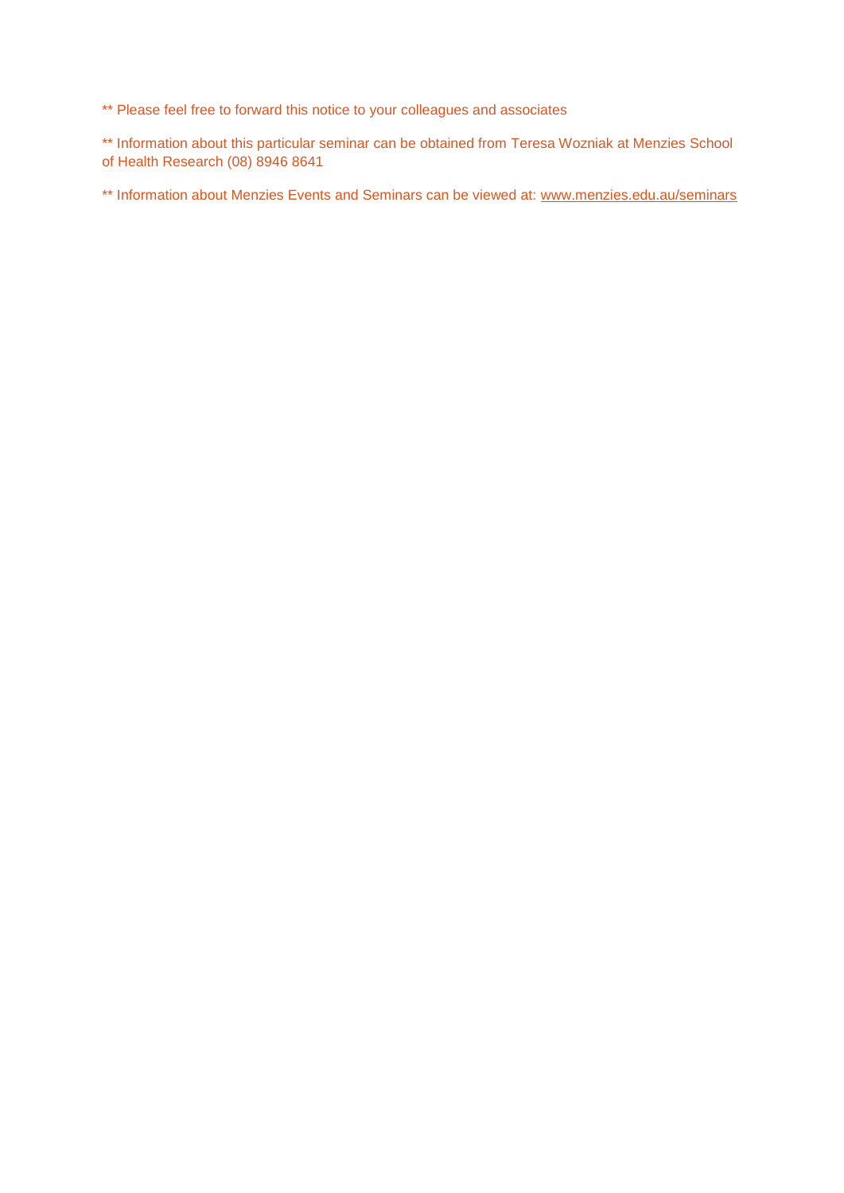** Please feel free to forward this notice to your colleagues and associates

** Information about this particular seminar can be obtained from Teresa Wozniak at Menzies School of Health Research (08) 8946 8641

** Information about Menzies Events and Seminars can be viewed at: www.menzies.edu.au/seminars